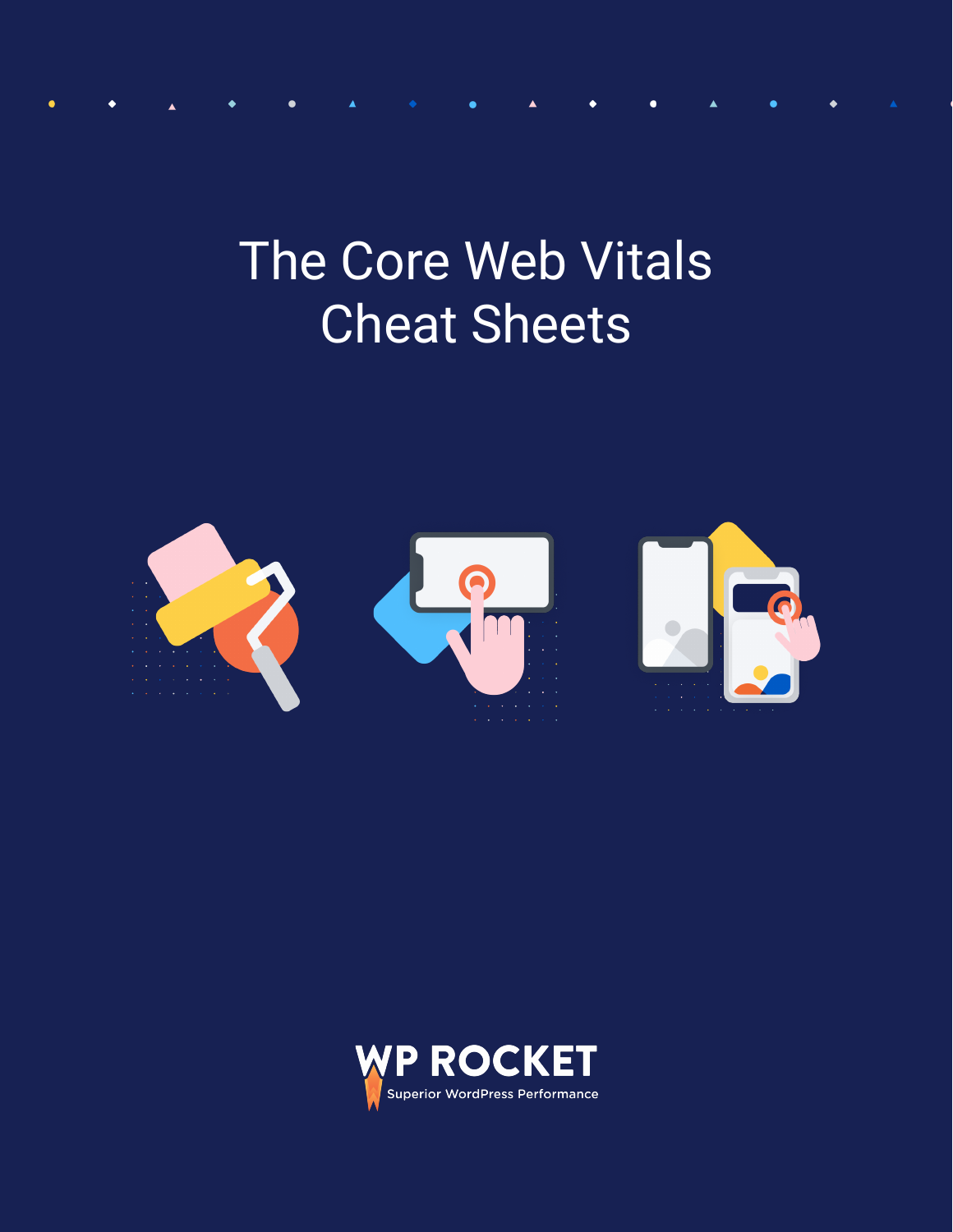# The Core Web Vitals Cheat Sheets

WP ROCKET

Superior WordPress Performance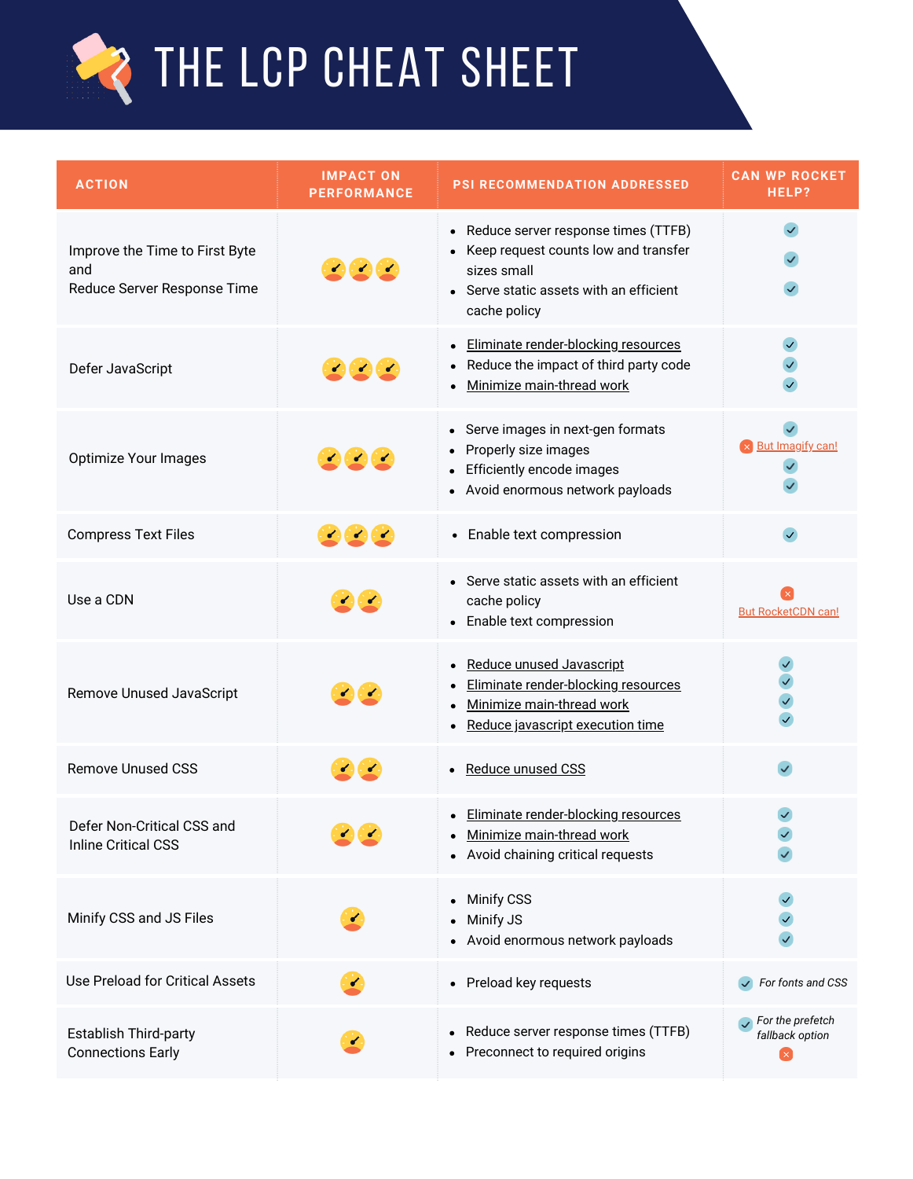# THE LCP CHEAT SHEET

| ACTION | IMPACT ON PERFORMANCE | PSI RECOMMENDATION ADDRESSED | CAN WP ROCKET HELP? |
|---|---|---|---|
| Improve the Time to First Byte and Reduce Server Response Time | ●●● | • Reduce server response times (TTFB)<br>• Keep request counts low and transfer sizes small<br>• Serve static assets with an efficient cache policy | ✓<br>✓<br>✓ |
| Defer JavaScript | ●●● | • Eliminate render-blocking resources<br>• Reduce the impact of third party code<br>• Minimize main-thread work | ✓<br>✓<br>✓ |
| Optimize Your Images | ●●● | • Serve images in next-gen formats<br>• Properly size images<br>• Efficiently encode images<br>• Avoid enormous network payloads | ✓<br>✗ But Imagify can!<br>✓<br>✓ |
| Compress Text Files | ●●● | • Enable text compression | ✓ |
| Use a CDN | ●● | • Serve static assets with an efficient cache policy<br>• Enable text compression | ✗<br>But RocketCDN can! |
| Remove Unused JavaScript | ●● | • Reduce unused Javascript<br>• Eliminate render-blocking resources<br>• Minimize main-thread work<br>• Reduce javascript execution time | ✓<br>✓<br>✓<br>✓ |
| Remove Unused CSS | ●● | • Reduce unused CSS | ✓ |
| Defer Non-Critical CSS and Inline Critical CSS | ●● | • Eliminate render-blocking resources<br>• Minimize main-thread work<br>• Avoid chaining critical requests | ✓<br>✓<br>✓ |
| Minify CSS and JS Files | ● | • Minify CSS<br>• Minify JS<br>• Avoid enormous network payloads | ✓<br>✓<br>✓ |
| Use Preload for Critical Assets | ● | • Preload key requests | ✓ *For fonts and CSS* |
| Establish Third-party Connections Early | ● | • Reduce server response times (TTFB)<br>• Preconnect to required origins | ✓ *For the prefetch fallback option*<br>✗ |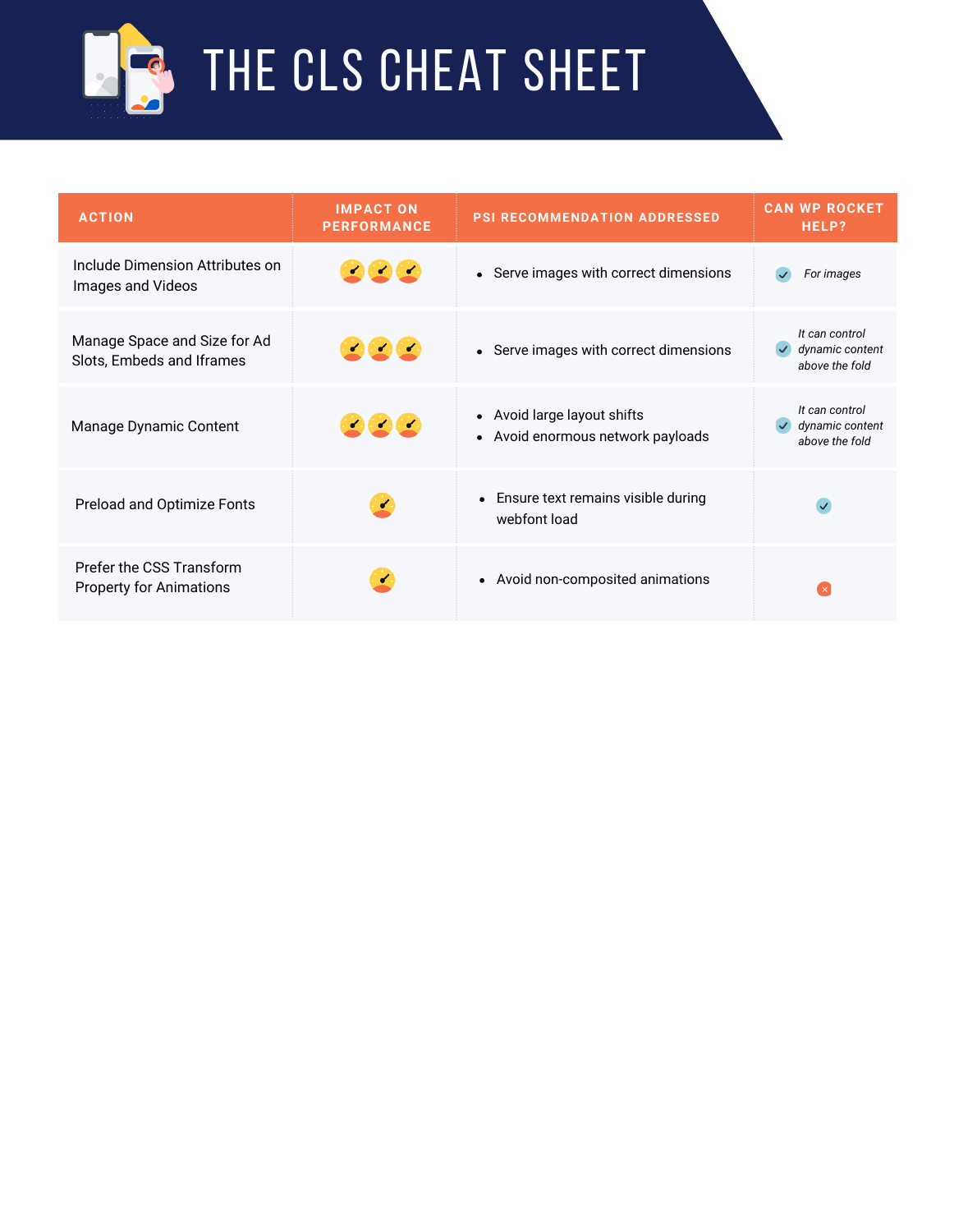# THE CLS CHEAT SHEET

| ACTION | IMPACT ON PERFORMANCE | PSI RECOMMENDATION ADDRESSED | CAN WP ROCKET HELP? |
|---|---|---|---|
| Include Dimension Attributes on Images and Videos | ●●● | • Serve images with correct dimensions | ✓ *For images* |
| Manage Space and Size for Ad Slots, Embeds and Iframes | ●●● | • Serve images with correct dimensions | ✓ *It can control dynamic content above the fold* |
| Manage Dynamic Content | ●●● | • Avoid large layout shifts<br>• Avoid enormous network payloads | ✓ *It can control dynamic content above the fold* |
| Preload and Optimize Fonts | ● | • Ensure text remains visible during webfont load | ✓ |
| Prefer the CSS Transform Property for Animations | ● | • Avoid non-composited animations | ✗ |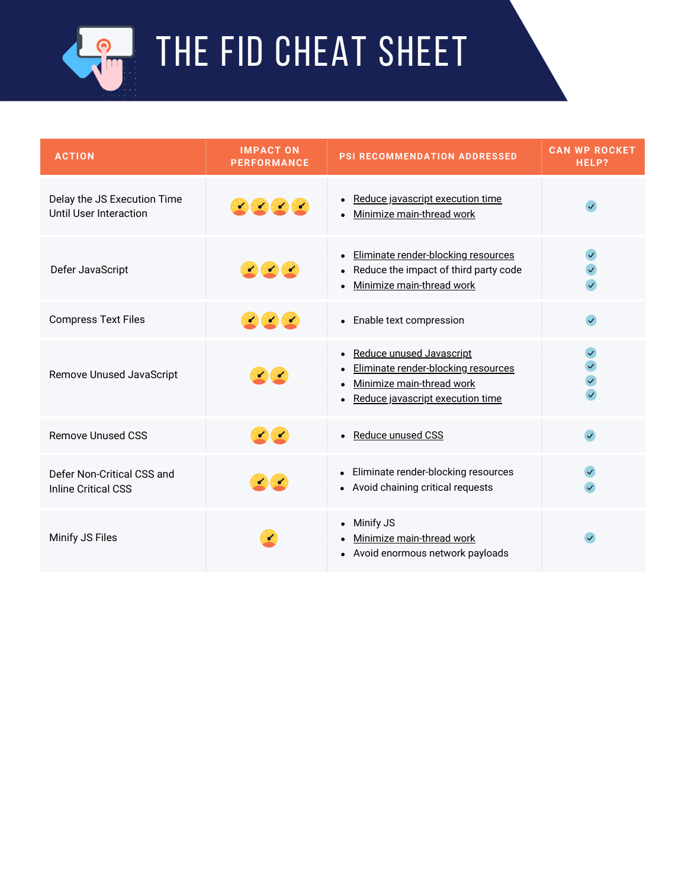# THE FID CHEAT SHEET

| ACTION | IMPACT ON PERFORMANCE | PSI RECOMMENDATION ADDRESSED | CAN WP ROCKET HELP? |
|---|---|---|---|
| Delay the JS Execution Time Until User Interaction | 4/4 | • Reduce javascript execution time<br>• Minimize main-thread work | ✓ |
| Defer JavaScript | 3/4 | • Eliminate render-blocking resources<br>• Reduce the impact of third party code<br>• Minimize main-thread work | ✓<br>✓<br>✓ |
| Compress Text Files | 3/4 | • Enable text compression | ✓ |
| Remove Unused JavaScript | 2/4 | • Reduce unused Javascript<br>• Eliminate render-blocking resources<br>• Minimize main-thread work<br>• Reduce javascript execution time | ✓<br>✓<br>✓<br>✓ |
| Remove Unused CSS | 2/4 | • Reduce unused CSS | ✓ |
| Defer Non-Critical CSS and Inline Critical CSS | 2/4 | • Eliminate render-blocking resources<br>• Avoid chaining critical requests | ✓<br>✓ |
| Minify JS Files | 1/4 | • Minify JS<br>• Minimize main-thread work<br>• Avoid enormous network payloads | ✓ |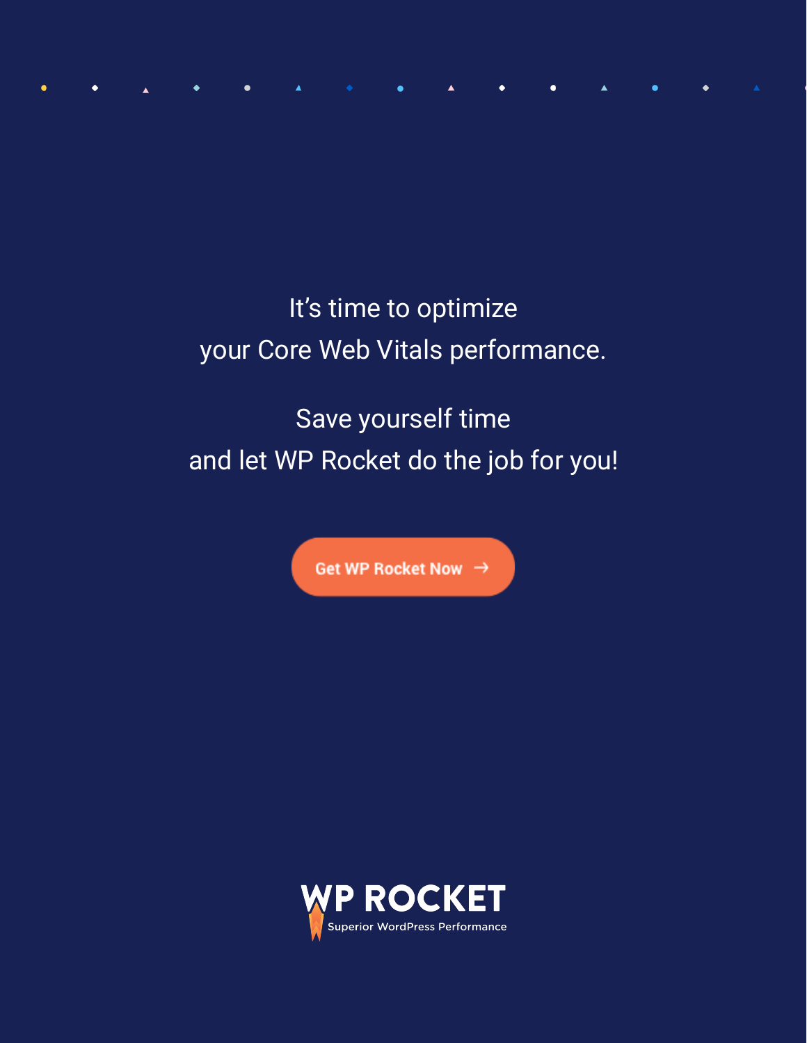It's time to optimize
your Core Web Vitals performance.

Save yourself time
and let WP Rocket do the job for you!

Get WP Rocket Now →

WP ROCKET
Superior WordPress Performance